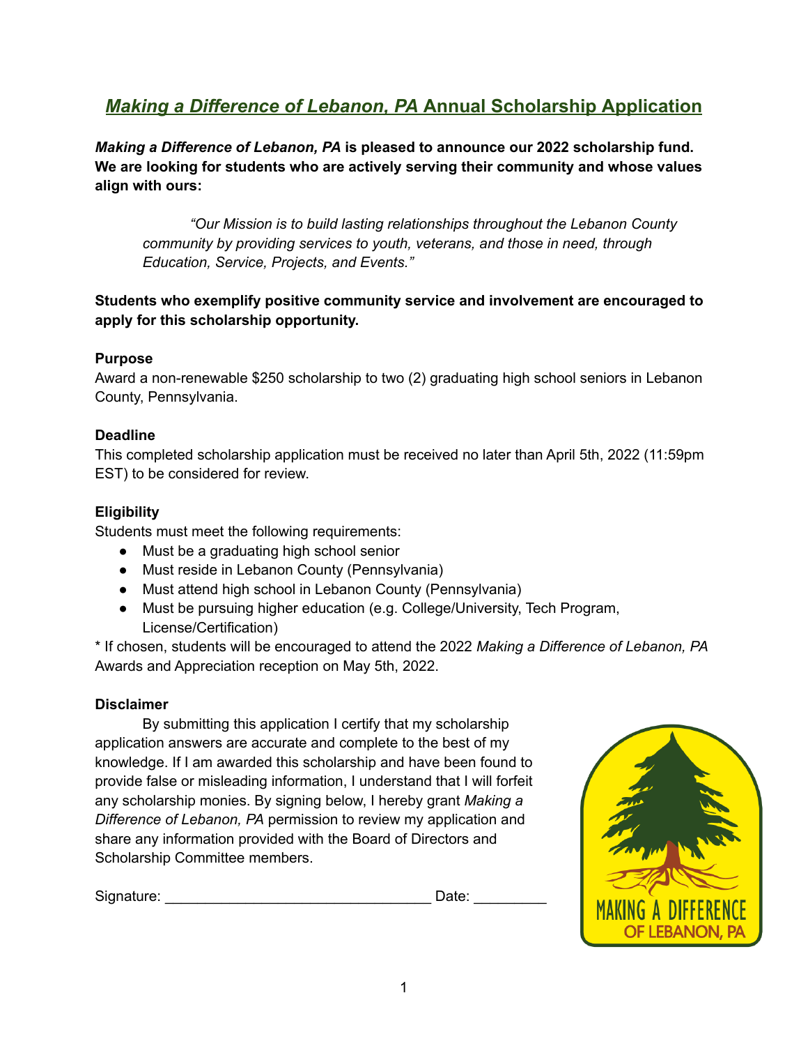# *Making a Difference of Lebanon, PA* Annual Scholarship Application

***Making a Difference of Lebanon, PA*** **is pleased to announce our 2022 scholarship fund. We are looking for students who are actively serving their community and whose values align with ours:**

> *"Our Mission is to build lasting relationships throughout the Lebanon County community by providing services to youth, veterans, and those in need, through Education, Service, Projects, and Events."*

**Students who exemplify positive community service and involvement are encouraged to apply for this scholarship opportunity.**

### Purpose

Award a non-renewable $250 scholarship to two (2) graduating high school seniors in Lebanon County, Pennsylvania.

### Deadline

This completed scholarship application must be received no later than April 5th, 2022 (11:59pm EST) to be considered for review.

### Eligibility

Students must meet the following requirements:

- Must be a graduating high school senior
- Must reside in Lebanon County (Pennsylvania)
- Must attend high school in Lebanon County (Pennsylvania)
- Must be pursuing higher education (e.g. College/University, Tech Program, License/Certification)

* If chosen, students will be encouraged to attend the 2022 *Making a Difference of Lebanon, PA* Awards and Appreciation reception on May 5th, 2022.

### Disclaimer

By submitting this application I certify that my scholarship application answers are accurate and complete to the best of my knowledge. If I am awarded this scholarship and have been found to provide false or misleading information, I understand that I will forfeit any scholarship monies. By signing below, I hereby grant *Making a Difference of Lebanon, PA* permission to review my application and share any information provided with the Board of Directors and Scholarship Committee members.

Signature: ________________________________ Date: _________

MAKING A DIFFERENCE OF LEBANON, PA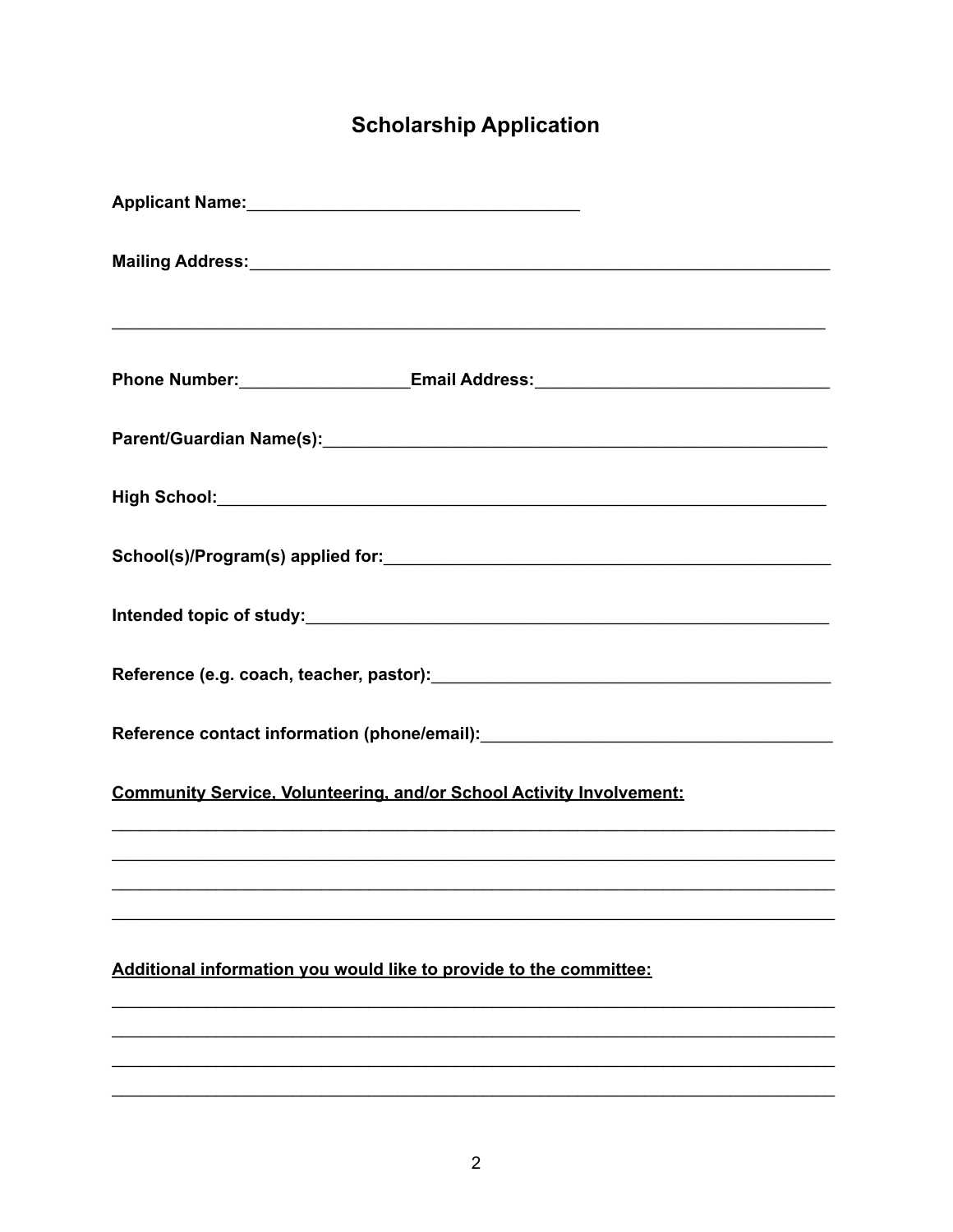# Scholarship Application

**Applicant Name:**___________________________________

**Mailing Address:**___________________________________________________________

___________________________________________________________________________

**Phone Number:**__________________**Email Address:**_______________________________

**Parent/Guardian Name(s):**___________________________________________________

**High School:**______________________________________________________________

**School(s)/Program(s) applied for:**_____________________________________________

**Intended topic of study:**_____________________________________________________

**Reference (e.g. coach, teacher, pastor):**________________________________________

**Reference contact information (phone/email):**____________________________________

**Community Service, Volunteering, and/or School Activity Involvement:**

___________________________________________________________________________

___________________________________________________________________________

___________________________________________________________________________

___________________________________________________________________________

**Additional information you would like to provide to the committee:**

___________________________________________________________________________

___________________________________________________________________________

___________________________________________________________________________

___________________________________________________________________________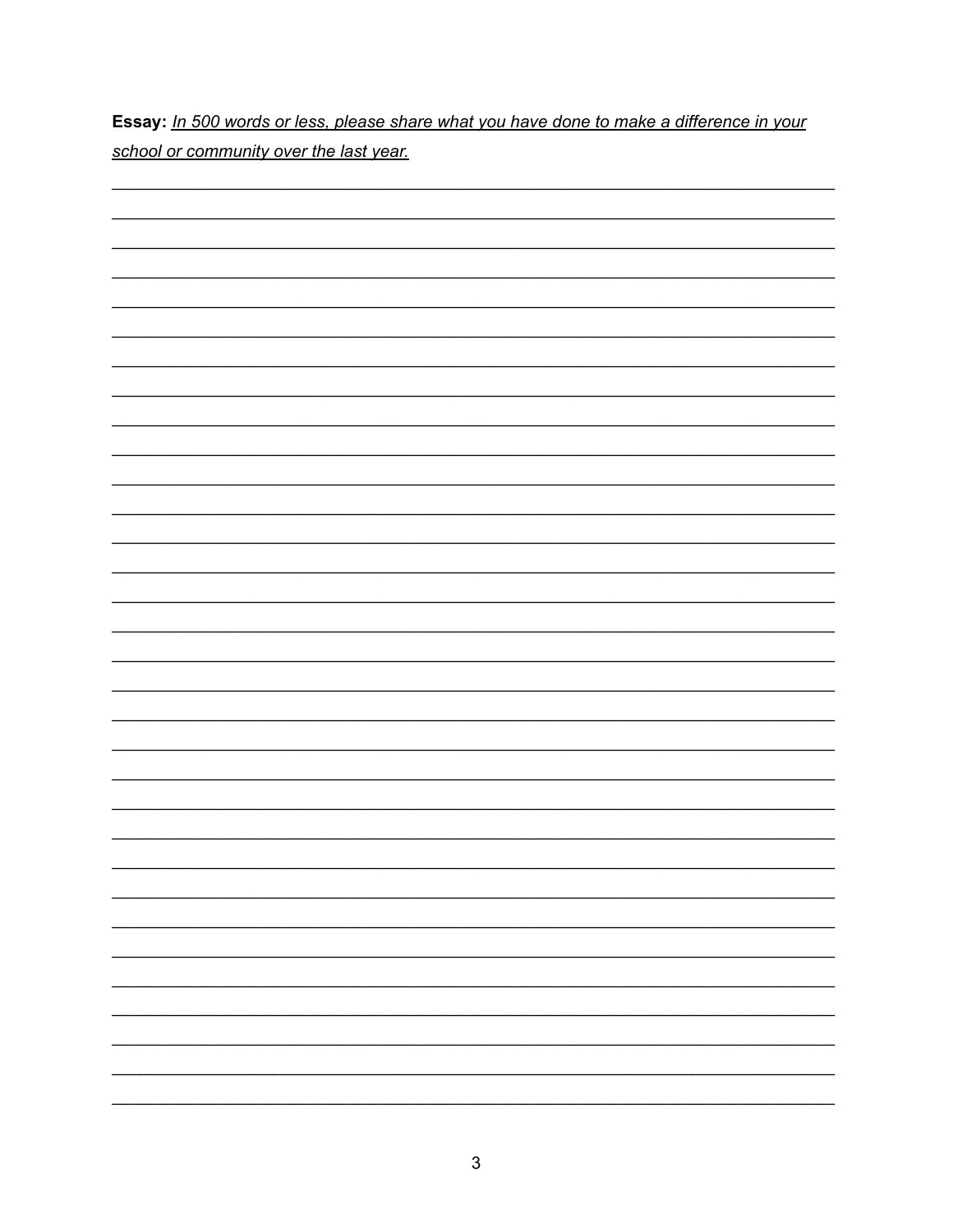**Essay:** *In 500 words or less, please share what you have done to make a difference in your school or community over the last year.*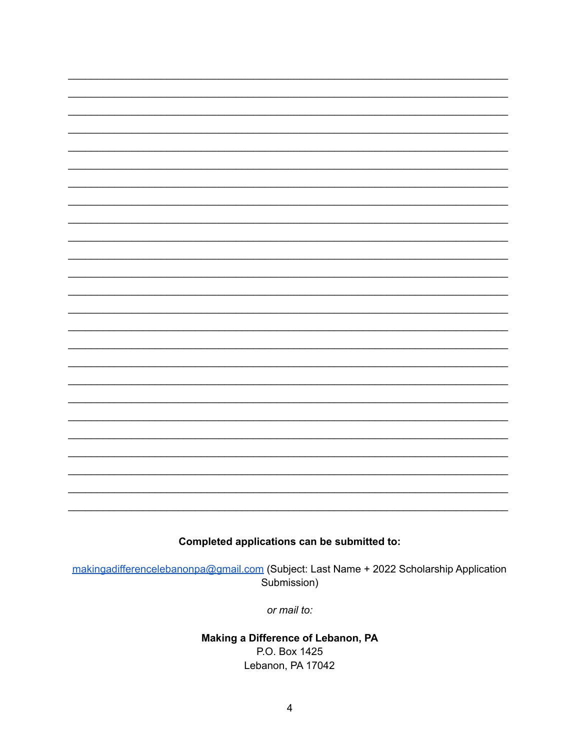______________________________________________________________________________

______________________________________________________________________________

______________________________________________________________________________

______________________________________________________________________________

______________________________________________________________________________

______________________________________________________________________________

______________________________________________________________________________

______________________________________________________________________________

______________________________________________________________________________

______________________________________________________________________________

______________________________________________________________________________

______________________________________________________________________________

______________________________________________________________________________

______________________________________________________________________________

______________________________________________________________________________

______________________________________________________________________________

______________________________________________________________________________

______________________________________________________________________________

______________________________________________________________________________

______________________________________________________________________________

______________________________________________________________________________

______________________________________________________________________________

______________________________________________________________________________

______________________________________________________________________________

______________________________________________________________________________

**Completed applications can be submitted to:**

makingadifferencelebanonpa@gmail.com (Subject: Last Name + 2022 Scholarship Application Submission)

*or mail to:*

**Making a Difference of Lebanon, PA**
P.O. Box 1425
Lebanon, PA 17042